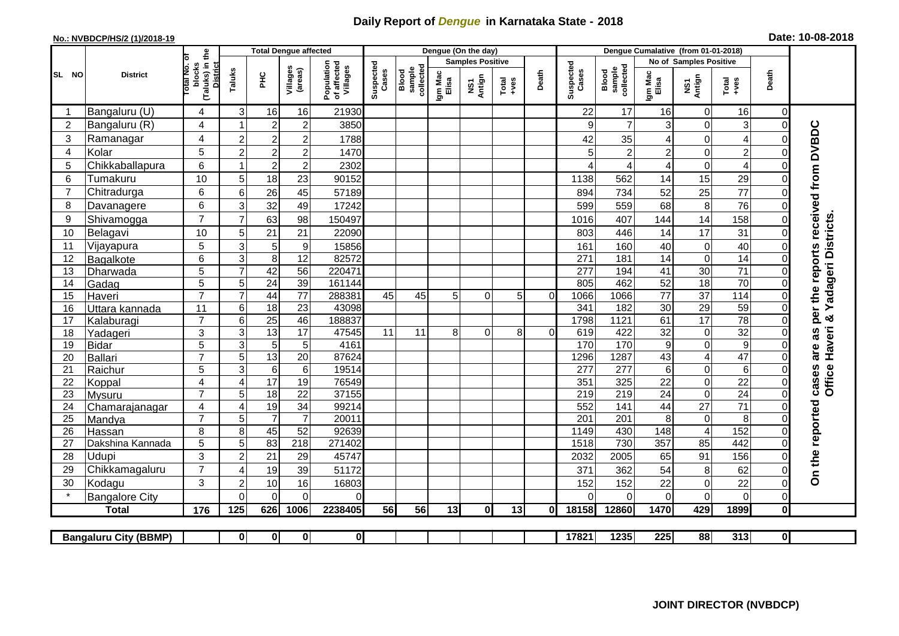# Daily Report of *Dengue* in Karnataka State - 2018

**No.: NVBDCP/HS/2 (1)/2018-19**

**Date: 10-08-2018**

| SL NO | District | Total No. of blocks (Taluks) in the District | Total Dengue affected | | | | Dengue (On the day) | | | | | | | Dengue Cumalative (from 01-01-2018) | | | | | | | |
|---|---|---|---|---|---|---|---|---|---|---|---|---|---|---|---|---|---|---|---|---|
| | | | Taluks | PHC | Villages (areas) | Population of affected Villages | Suspected Cases | Blood sample collected | Samples Positive | | | Death | Suspected Cases | Blood sample collected | No of Samples Positive | | | Death | |
| | | | | | | | | | Igm Mac Elisa | NS1 Antign | Total +ves | | | | Igm Mac Elisa | NS1 Antign | Total +ves | | |
| 1 | Bangaluru (U) | 4 | 3 | 16 | 16 | 21930 | | | | | | | 22 | 17 | 16 | 0 | 16 | 0 | On the reported cases are as per the reports received from DVBDC Office Haveri & Yadageri Districts. |
| 2 | Bangaluru (R) | 4 | 1 | 2 | 2 | 3850 | | | | | | | 9 | 7 | 3 | 0 | 3 | 0 | |
| 3 | Ramanagar | 4 | 2 | 2 | 2 | 1788 | | | | | | | 42 | 35 | 4 | 0 | 4 | 0 | |
| 4 | Kolar | 5 | 2 | 2 | 2 | 1470 | | | | | | | 5 | 2 | 2 | 0 | 2 | 0 | |
| 5 | Chikkaballapura | 6 | 1 | 2 | 2 | 2302 | | | | | | | 4 | 4 | 4 | 0 | 4 | 0 | |
| 6 | Tumakuru | 10 | 5 | 18 | 23 | 90152 | | | | | | | 1138 | 562 | 14 | 15 | 29 | 0 | |
| 7 | Chitradurga | 6 | 6 | 26 | 45 | 57189 | | | | | | | 894 | 734 | 52 | 25 | 77 | 0 | |
| 8 | Davanagere | 6 | 3 | 32 | 49 | 17242 | | | | | | | 599 | 559 | 68 | 8 | 76 | 0 | |
| 9 | Shivamogga | 7 | 7 | 63 | 98 | 150497 | | | | | | | 1016 | 407 | 144 | 14 | 158 | 0 | |
| 10 | Belagavi | 10 | 5 | 21 | 21 | 22090 | | | | | | | 803 | 446 | 14 | 17 | 31 | 0 | |
| 11 | Vijayapura | 5 | 3 | 5 | 9 | 15856 | | | | | | | 161 | 160 | 40 | 0 | 40 | 0 | |
| 12 | Bagalkote | 6 | 3 | 8 | 12 | 82572 | | | | | | | 271 | 181 | 14 | 0 | 14 | 0 | |
| 13 | Dharwada | 5 | 7 | 42 | 56 | 220471 | | | | | | | 277 | 194 | 41 | 30 | 71 | 0 | |
| 14 | Gadag | 5 | 5 | 24 | 39 | 161144 | | | | | | | 805 | 462 | 52 | 18 | 70 | 0 | |
| 15 | Haveri | 7 | 7 | 44 | 77 | 288381 | 45 | 45 | 5 | 0 | 5 | 0 | 1066 | 1066 | 77 | 37 | 114 | 0 | |
| 16 | Uttara kannada | 11 | 6 | 18 | 23 | 43098 | | | | | | | 341 | 182 | 30 | 29 | 59 | 0 | |
| 17 | Kalaburagi | 7 | 6 | 25 | 46 | 188837 | | | | | | | 1798 | 1121 | 61 | 17 | 78 | 0 | |
| 18 | Yadageri | 3 | 3 | 13 | 17 | 47545 | 11 | 11 | 8 | 0 | 8 | 0 | 619 | 422 | 32 | 0 | 32 | 0 | |
| 19 | Bidar | 5 | 3 | 5 | 5 | 4161 | | | | | | | 170 | 170 | 9 | 0 | 9 | 0 | |
| 20 | Ballari | 7 | 5 | 13 | 20 | 87624 | | | | | | | 1296 | 1287 | 43 | 4 | 47 | 0 | |
| 21 | Raichur | 5 | 3 | 6 | 6 | 19514 | | | | | | | 277 | 277 | 6 | 0 | 6 | 0 | |
| 22 | Koppal | 4 | 4 | 17 | 19 | 76549 | | | | | | | 351 | 325 | 22 | 0 | 22 | 0 | |
| 23 | Mysuru | 7 | 5 | 18 | 22 | 37155 | | | | | | | 219 | 219 | 24 | 0 | 24 | 0 | |
| 24 | Chamarajanagar | 4 | 4 | 19 | 34 | 99214 | | | | | | | 552 | 141 | 44 | 27 | 71 | 0 | |
| 25 | Mandya | 7 | 5 | 7 | 7 | 20011 | | | | | | | 201 | 201 | 8 | 0 | 8 | 0 | |
| 26 | Hassan | 8 | 8 | 45 | 52 | 92639 | | | | | | | 1149 | 430 | 148 | 4 | 152 | 0 | |
| 27 | Dakshina Kannada | 5 | 5 | 83 | 218 | 271402 | | | | | | | 1518 | 730 | 357 | 85 | 442 | 0 | |
| 28 | Udupi | 3 | 2 | 21 | 29 | 45747 | | | | | | | 2032 | 2005 | 65 | 91 | 156 | 0 | |
| 29 | Chikkamagaluru | 7 | 4 | 19 | 39 | 51172 | | | | | | | 371 | 362 | 54 | 8 | 62 | 0 | |
| 30 | Kodagu | 3 | 2 | 10 | 16 | 16803 | | | | | | | 152 | 152 | 22 | 0 | 22 | 0 | |
| * | Bangalore City | | 0 | 0 | 0 | 0 | | | | | | | 0 | 0 | 0 | 0 | 0 | 0 | |
| | **Total** | **176** | **125** | **626** | **1006** | **2238405** | **56** | **56** | **13** | **0** | **13** | **0** | **18158** | **12860** | **1470** | **429** | **1899** | **0** | |

| | | | | | | | | | | | | | | | | | |
|---|---|---|---|---|---|---|---|---|---|---|---|---|---|---|---|---|---|
| **Bangaluru City (BBMP)** | | **0** | **0** | **0** | **0** | | | | | | | **17821** | **1235** | **225** | **88** | **313** | **0** |

**JOINT DIRECTOR (NVBDCP)**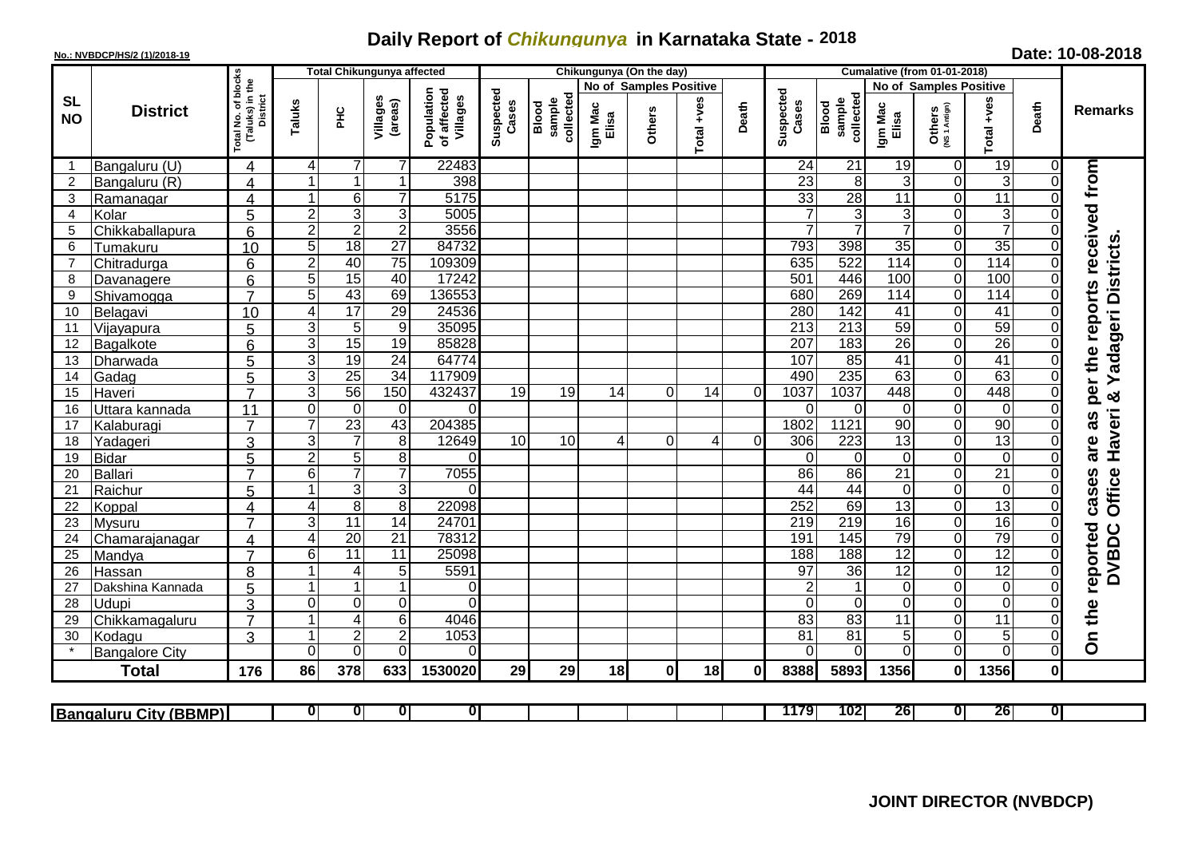# Daily Report of *Chikungunya* in Karnataka State - 2018

**No.: NVBDCP/HS/2 (1)/2018-19** **Date: 10-08-2018**

| SL NO | District | Total No. of blocks (Taluks) in the District | Total Chikungunya affected | | | | Chikungunya (On the day) | | | | | | | Cumalative (from 01-01-2018) | | | | | | | Remarks |
|---|---|---|---|---|---|---|---|---|---|---|---|---|---|---|---|---|---|---|---|---|---|
| | | | | | | | | | No of Samples Positive | | | | | | | No of Samples Positive | | | | | |
| | | | Taluks | PHC | Villages (areas) | Population of affected Villages | Suspected Cases | Blood sample collected | Igm Mac Elisa | Others | Total +ves | Death | Suspected Cases | Blood sample collected | Igm Mac Elisa | Others (NS 1 Antign) | Total +ves | Death | |
| 1 | Bangaluru (U) | 4 | 4 | 7 | 7 | 22483 | | | | | | | 24 | 21 | 19 | 0 | 19 | 0 | On the reported cases are as per the reports received from DVBDC Office Haveri & Yadageri Districts. |
| 2 | Bangaluru (R) | 4 | 1 | 1 | 1 | 398 | | | | | | | 23 | 8 | 3 | 0 | 3 | 0 | |
| 3 | Ramanagar | 4 | 1 | 6 | 7 | 5175 | | | | | | | 33 | 28 | 11 | 0 | 11 | 0 | |
| 4 | Kolar | 5 | 2 | 3 | 3 | 5005 | | | | | | | 7 | 3 | 3 | 0 | 3 | 0 | |
| 5 | Chikkaballapura | 6 | 2 | 2 | 2 | 3556 | | | | | | | 7 | 7 | 7 | 0 | 7 | 0 | |
| 6 | Tumakuru | 10 | 5 | 18 | 27 | 84732 | | | | | | | 793 | 398 | 35 | 0 | 35 | 0 | |
| 7 | Chitradurga | 6 | 2 | 40 | 75 | 109309 | | | | | | | 635 | 522 | 114 | 0 | 114 | 0 | |
| 8 | Davanagere | 6 | 5 | 15 | 40 | 17242 | | | | | | | 501 | 446 | 100 | 0 | 100 | 0 | |
| 9 | Shivamogga | 7 | 5 | 43 | 69 | 136553 | | | | | | | 680 | 269 | 114 | 0 | 114 | 0 | |
| 10 | Belagavi | 10 | 4 | 17 | 29 | 24536 | | | | | | | 280 | 142 | 41 | 0 | 41 | 0 | |
| 11 | Vijayapura | 5 | 3 | 5 | 9 | 35095 | | | | | | | 213 | 213 | 59 | 0 | 59 | 0 | |
| 12 | Bagalkote | 6 | 3 | 15 | 19 | 85828 | | | | | | | 207 | 183 | 26 | 0 | 26 | 0 | |
| 13 | Dharwada | 5 | 3 | 19 | 24 | 64774 | | | | | | | 107 | 85 | 41 | 0 | 41 | 0 | |
| 14 | Gadag | 5 | 3 | 25 | 34 | 117909 | | | | | | | 490 | 235 | 63 | 0 | 63 | 0 | |
| 15 | Haveri | 7 | 3 | 56 | 150 | 432437 | 19 | 19 | 14 | 0 | 14 | 0 | 1037 | 1037 | 448 | 0 | 448 | 0 | |
| 16 | Uttara kannada | 11 | 0 | 0 | 0 | 0 | | | | | | | 0 | 0 | 0 | 0 | 0 | 0 | |
| 17 | Kalaburagi | 7 | 7 | 23 | 43 | 204385 | | | | | | | 1802 | 1121 | 90 | 0 | 90 | 0 | |
| 18 | Yadageri | 3 | 3 | 7 | 8 | 12649 | 10 | 10 | 4 | 0 | 4 | 0 | 306 | 223 | 13 | 0 | 13 | 0 | |
| 19 | Bidar | 5 | 2 | 5 | 8 | 0 | | | | | | | 0 | 0 | 0 | 0 | 0 | 0 | |
| 20 | Ballari | 7 | 6 | 7 | 7 | 7055 | | | | | | | 86 | 86 | 21 | 0 | 21 | 0 | |
| 21 | Raichur | 5 | 1 | 3 | 3 | 0 | | | | | | | 44 | 44 | 0 | 0 | 0 | 0 | |
| 22 | Koppal | 4 | 4 | 8 | 8 | 22098 | | | | | | | 252 | 69 | 13 | 0 | 13 | 0 | |
| 23 | Mysuru | 7 | 3 | 11 | 14 | 24701 | | | | | | | 219 | 219 | 16 | 0 | 16 | 0 | |
| 24 | Chamarajanagar | 4 | 4 | 20 | 21 | 78312 | | | | | | | 191 | 145 | 79 | 0 | 79 | 0 | |
| 25 | Mandya | 7 | 6 | 11 | 11 | 25098 | | | | | | | 188 | 188 | 12 | 0 | 12 | 0 | |
| 26 | Hassan | 8 | 1 | 4 | 5 | 5591 | | | | | | | 97 | 36 | 12 | 0 | 12 | 0 | |
| 27 | Dakshina Kannada | 5 | 1 | 1 | 1 | 0 | | | | | | | 2 | 1 | 0 | 0 | 0 | 0 | |
| 28 | Udupi | 3 | 0 | 0 | 0 | 0 | | | | | | | 0 | 0 | 0 | 0 | 0 | 0 | |
| 29 | Chikkamagaluru | 7 | 1 | 4 | 6 | 4046 | | | | | | | 83 | 83 | 11 | 0 | 11 | 0 | |
| 30 | Kodagu | 3 | 1 | 2 | 2 | 1053 | | | | | | | 81 | 81 | 5 | 0 | 5 | 0 | |
| * | Bangalore City | | 0 | 0 | 0 | 0 | | | | | | | 0 | 0 | 0 | 0 | 0 | 0 | |
| **Total** | | **176** | **86** | **378** | **633** | **1530020** | **29** | **29** | **18** | **0** | **18** | **0** | **8388** | **5893** | **1356** | **0** | **1356** | **0** | |

| | | | | | | | | | | | | | | | | | | | |
|---|---|---|---|---|---|---|---|---|---|---|---|---|---|---|---|---|---|---|---|
| **Bangaluru City (BBMP)** | | 0 | 0 | 0 | 0 | | | | | | | 1179 | 102 | 26 | 0 | 26 | 0 | |

**JOINT DIRECTOR (NVBDCP)**